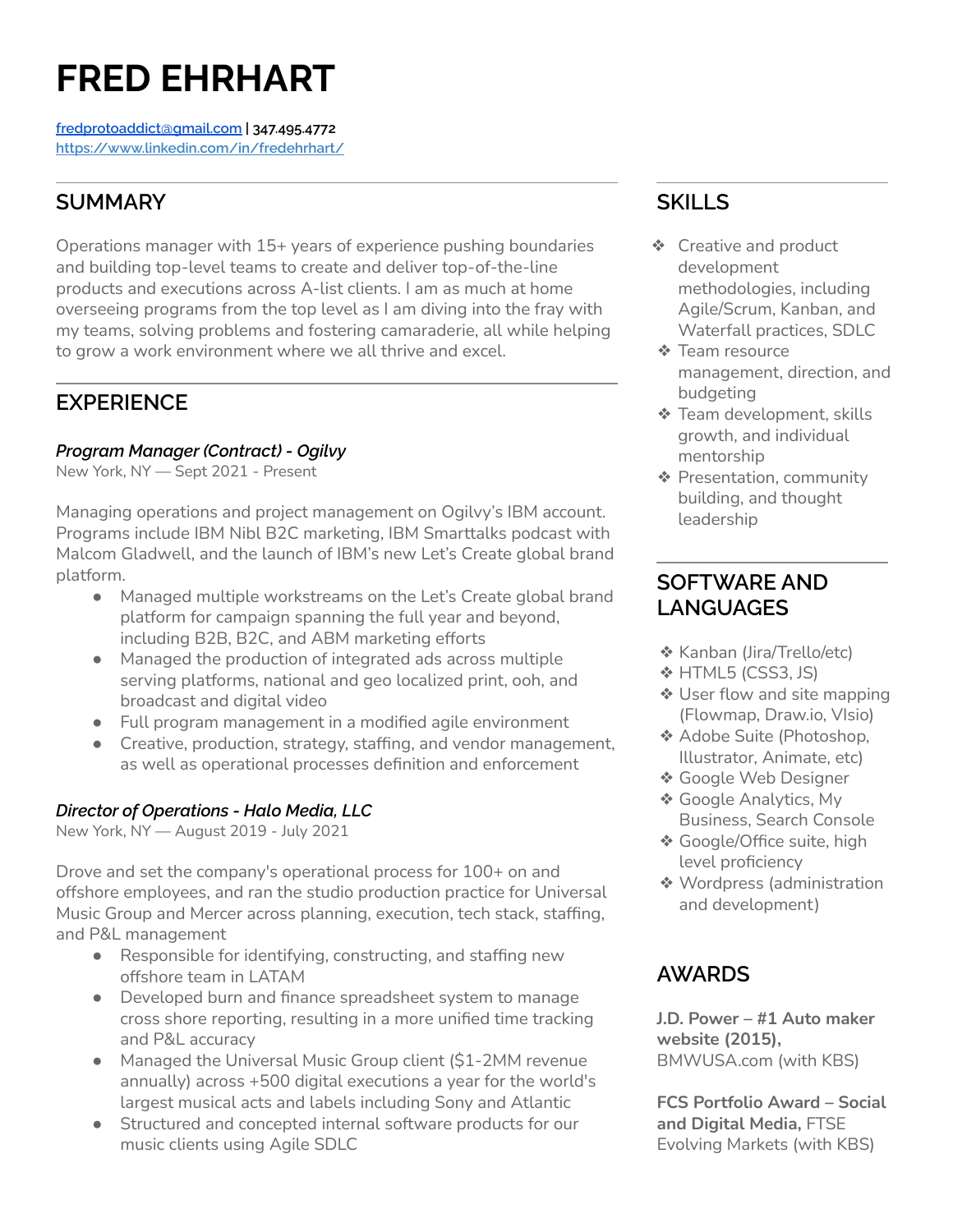# FRED EHRHART

fredprotoaddict@gmail.com | 347.495.4772
https://www.linkedin.com/in/fredehrhart/

## SUMMARY

Operations manager with 15+ years of experience pushing boundaries and building top-level teams to create and deliver top-of-the-line products and executions across A-list clients. I am as much at home overseeing programs from the top level as I am diving into the fray with my teams, solving problems and fostering camaraderie, all while helping to grow a work environment where we all thrive and excel.

## EXPERIENCE

### *Program Manager (Contract) - Ogilvy*

New York, NY — Sept 2021 - Present

Managing operations and project management on Ogilvy's IBM account. Programs include IBM Nibl B2C marketing, IBM Smarttalks podcast with Malcom Gladwell, and the launch of IBM's new Let's Create global brand platform.

- Managed multiple workstreams on the Let's Create global brand platform for campaign spanning the full year and beyond, including B2B, B2C, and ABM marketing efforts
- Managed the production of integrated ads across multiple serving platforms, national and geo localized print, ooh, and broadcast and digital video
- Full program management in a modified agile environment
- Creative, production, strategy, staffing, and vendor management, as well as operational processes definition and enforcement

### *Director of Operations - Halo Media, LLC*

New York, NY — August 2019 - July 2021

Drove and set the company's operational process for 100+ on and offshore employees, and ran the studio production practice for Universal Music Group and Mercer across planning, execution, tech stack, staffing, and P&L management

- Responsible for identifying, constructing, and staffing new offshore team in LATAM
- Developed burn and finance spreadsheet system to manage cross shore reporting, resulting in a more unified time tracking and P&L accuracy
- Managed the Universal Music Group client ($1-2MM revenue annually) across +500 digital executions a year for the world's largest musical acts and labels including Sony and Atlantic
- Structured and concepted internal software products for our music clients using Agile SDLC

## SKILLS

- Creative and product development methodologies, including Agile/Scrum, Kanban, and Waterfall practices, SDLC
- Team resource management, direction, and budgeting
- Team development, skills growth, and individual mentorship
- Presentation, community building, and thought leadership

## SOFTWARE AND LANGUAGES

- Kanban (Jira/Trello/etc)
- HTML5 (CSS3, JS)
- User flow and site mapping (Flowmap, Draw.io, VIsio)
- Adobe Suite (Photoshop, Illustrator, Animate, etc)
- Google Web Designer
- Google Analytics, My Business, Search Console
- Google/Office suite, high level proficiency
- Wordpress (administration and development)

## AWARDS

**J.D. Power – #1 Auto maker website (2015),** BMWUSA.com (with KBS)

**FCS Portfolio Award – Social and Digital Media,** FTSE Evolving Markets (with KBS)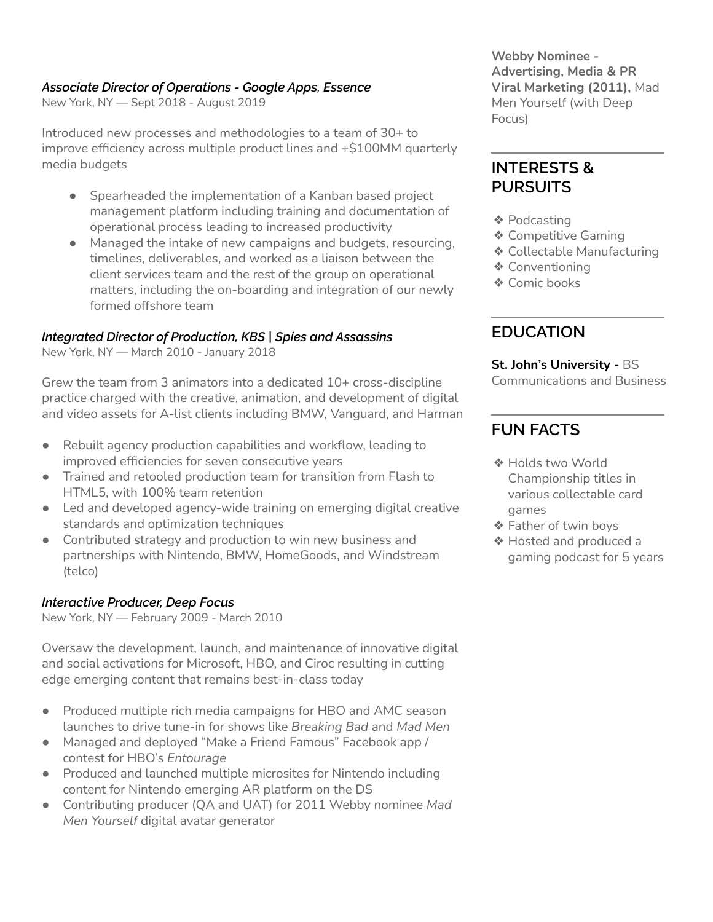### *Associate Director of Operations - Google Apps, Essence*

New York, NY — Sept 2018 - August 2019

Introduced new processes and methodologies to a team of 30+ to improve efficiency across multiple product lines and +$100MM quarterly media budgets

- Spearheaded the implementation of a Kanban based project management platform including training and documentation of operational process leading to increased productivity
- Managed the intake of new campaigns and budgets, resourcing, timelines, deliverables, and worked as a liaison between the client services team and the rest of the group on operational matters, including the on-boarding and integration of our newly formed offshore team

### *Integrated Director of Production, KBS | Spies and Assassins*

New York, NY — March 2010 - January 2018

Grew the team from 3 animators into a dedicated 10+ cross-discipline practice charged with the creative, animation, and development of digital and video assets for A-list clients including BMW, Vanguard, and Harman

- Rebuilt agency production capabilities and workflow, leading to improved efficiencies for seven consecutive years
- Trained and retooled production team for transition from Flash to HTML5, with 100% team retention
- Led and developed agency-wide training on emerging digital creative standards and optimization techniques
- Contributed strategy and production to win new business and partnerships with Nintendo, BMW, HomeGoods, and Windstream (telco)

### *Interactive Producer, Deep Focus*

New York, NY — February 2009 - March 2010

Oversaw the development, launch, and maintenance of innovative digital and social activations for Microsoft, HBO, and Ciroc resulting in cutting edge emerging content that remains best-in-class today

- Produced multiple rich media campaigns for HBO and AMC season launches to drive tune-in for shows like *Breaking Bad* and *Mad Men*
- Managed and deployed "Make a Friend Famous" Facebook app / contest for HBO's *Entourage*
- Produced and launched multiple microsites for Nintendo including content for Nintendo emerging AR platform on the DS
- Contributing producer (QA and UAT) for 2011 Webby nominee *Mad Men Yourself* digital avatar generator

**Webby Nominee - Advertising, Media & PR Viral Marketing (2011),** Mad Men Yourself (with Deep Focus)

## INTERESTS & PURSUITS

- ❖ Podcasting
- ❖ Competitive Gaming
- ❖ Collectable Manufacturing
- ❖ Conventioning
- ❖ Comic books

## EDUCATION

**St. John's University** - BS Communications and Business

## FUN FACTS

- ❖ Holds two World Championship titles in various collectable card games
- ❖ Father of twin boys
- ❖ Hosted and produced a gaming podcast for 5 years